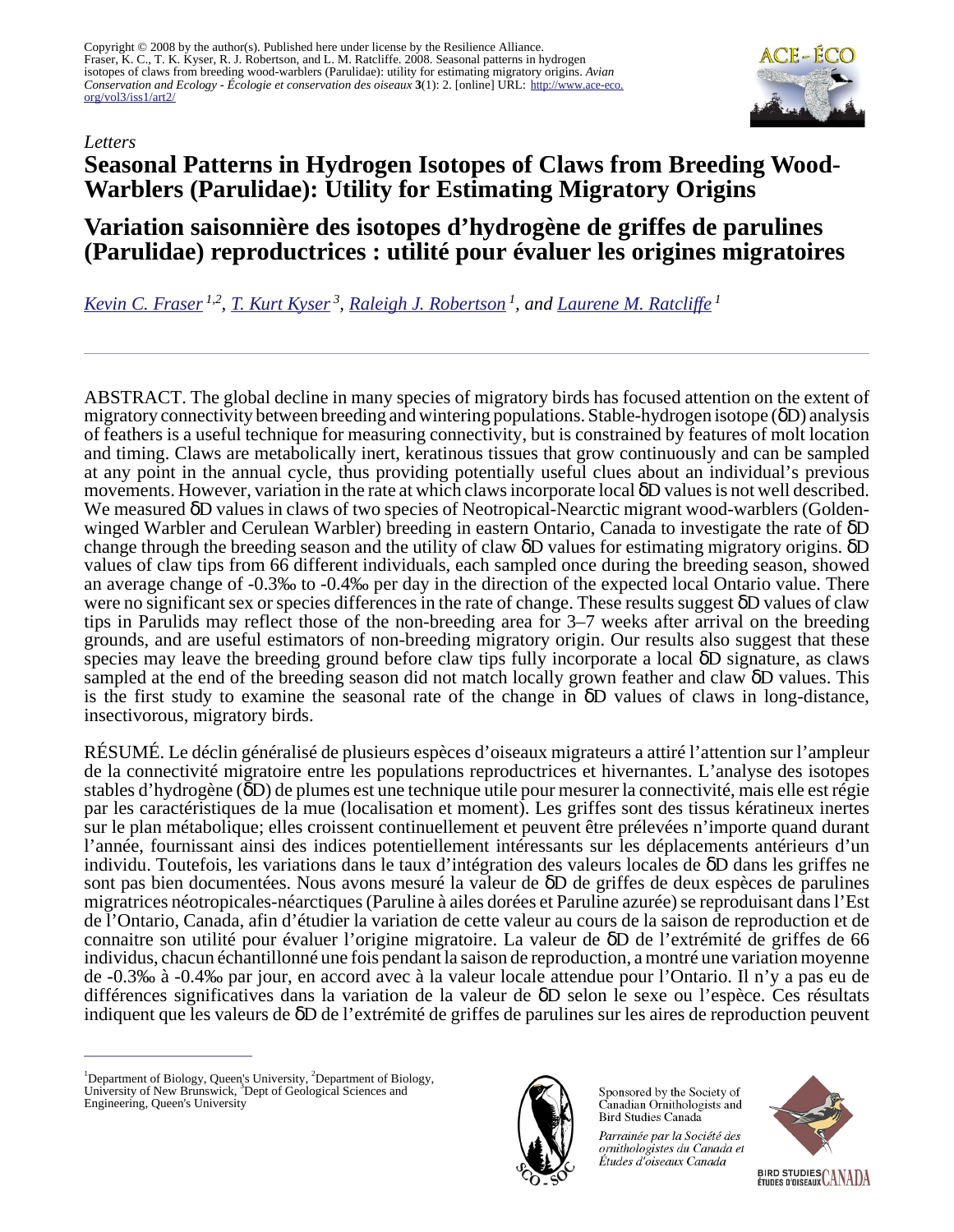Copyright © 2008 by the author(s). Published here under license by the Resilience Alliance.
Fraser, K. C., T. K. Kyser, R. J. Robertson, and L. M. Ratcliffe. 2008. Seasonal patterns in hydrogen isotopes of claws from breeding wood-warblers (Parulidae): utility for estimating migratory origins. *Avian Conservation and Ecology - Écologie et conservation des oiseaux* **3**(1): 2. [online] URL: http://www.ace-eco.org/vol3/iss1/art2/

*Letters*

# Seasonal Patterns in Hydrogen Isotopes of Claws from Breeding Wood-Warblers (Parulidae): Utility for Estimating Migratory Origins

# Variation saisonnière des isotopes d'hydrogène de griffes de parulines (Parulidae) reproductrices : utilité pour évaluer les origines migratoires

*Kevin C. Fraser* [1,2], *T. Kurt Kyser* [3], *Raleigh J. Robertson* [1], and *Laurene M. Ratcliffe* [1]

ABSTRACT. The global decline in many species of migratory birds has focused attention on the extent of migratory connectivity between breeding and wintering populations. Stable-hydrogen isotope (δD) analysis of feathers is a useful technique for measuring connectivity, but is constrained by features of molt location and timing. Claws are metabolically inert, keratinous tissues that grow continuously and can be sampled at any point in the annual cycle, thus providing potentially useful clues about an individual's previous movements. However, variation in the rate at which claws incorporate local δD values is not well described. We measured δD values in claws of two species of Neotropical-Nearctic migrant wood-warblers (Golden-winged Warbler and Cerulean Warbler) breeding in eastern Ontario, Canada to investigate the rate of δD change through the breeding season and the utility of claw δD values for estimating migratory origins. δD values of claw tips from 66 different individuals, each sampled once during the breeding season, showed an average change of -0.3‰ to -0.4‰ per day in the direction of the expected local Ontario value. There were no significant sex or species differences in the rate of change. These results suggest δD values of claw tips in Parulids may reflect those of the non-breeding area for 3–7 weeks after arrival on the breeding grounds, and are useful estimators of non-breeding migratory origin. Our results also suggest that these species may leave the breeding ground before claw tips fully incorporate a local δD signature, as claws sampled at the end of the breeding season did not match locally grown feather and claw δD values. This is the first study to examine the seasonal rate of the change in δD values of claws in long-distance, insectivorous, migratory birds.

RÉSUMÉ. Le déclin généralisé de plusieurs espèces d'oiseaux migrateurs a attiré l'attention sur l'ampleur de la connectivité migratoire entre les populations reproductrices et hivernantes. L'analyse des isotopes stables d'hydrogène (δD) de plumes est une technique utile pour mesurer la connectivité, mais elle est régie par les caractéristiques de la mue (localisation et moment). Les griffes sont des tissus kératineux inertes sur le plan métabolique; elles croissent continuellement et peuvent être prélevées n'importe quand durant l'année, fournissant ainsi des indices potentiellement intéressants sur les déplacements antérieurs d'un individu. Toutefois, les variations dans le taux d'intégration des valeurs locales de δD dans les griffes ne sont pas bien documentées. Nous avons mesuré la valeur de δD de griffes de deux espèces de parulines migratrices néotropicales-néarctiques (Paruline à ailes dorées et Paruline azurée) se reproduisant dans l'Est de l'Ontario, Canada, afin d'étudier la variation de cette valeur au cours de la saison de reproduction et de connaitre son utilité pour évaluer l'origine migratoire. La valeur de δD de l'extrémité de griffes de 66 individus, chacun échantillonné une fois pendant la saison de reproduction, a montré une variation moyenne de -0.3‰ à -0.4‰ par jour, en accord avec à la valeur locale attendue pour l'Ontario. Il n'y a pas eu de différences significatives dans la variation de la valeur de δD selon le sexe ou l'espèce. Ces résultats indiquent que les valeurs de δD de l'extrémité de griffes de parulines sur les aires de reproduction peuvent

[1]Department of Biology, Queen's University, [2]Department of Biology, University of New Brunswick, [3]Dept of Geological Sciences and Engineering, Queen's University

Sponsored by the Society of Canadian Ornithologists and Bird Studies Canada

*Parrainée par la Société des ornithologistes du Canada et Études d'oiseaux Canada*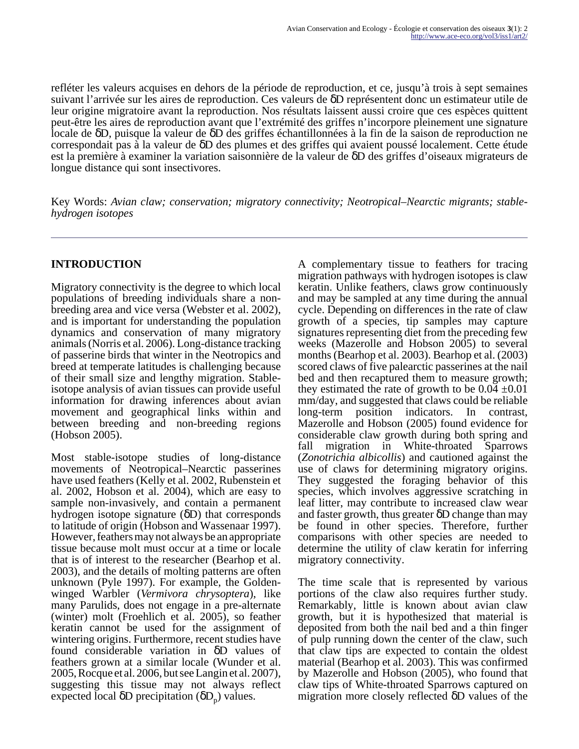refléter les valeurs acquises en dehors de la période de reproduction, et ce, jusqu'à trois à sept semaines suivant l'arrivée sur les aires de reproduction. Ces valeurs de δD représentent donc un estimateur utile de leur origine migratoire avant la reproduction. Nos résultats laissent aussi croire que ces espèces quittent peut-être les aires de reproduction avant que l'extrémité des griffes n'incorpore pleinement une signature locale de δD, puisque la valeur de δD des griffes échantillonnées à la fin de la saison de reproduction ne correspondait pas à la valeur de δD des plumes et des griffes qui avaient poussé localement. Cette étude est la première à examiner la variation saisonnière de la valeur de δD des griffes d'oiseaux migrateurs de longue distance qui sont insectivores.

Key Words: *Avian claw; conservation; migratory connectivity; Neotropical–Nearctic migrants; stable-hydrogen isotopes*

## INTRODUCTION

Migratory connectivity is the degree to which local populations of breeding individuals share a non-breeding area and vice versa (Webster et al. 2002), and is important for understanding the population dynamics and conservation of many migratory animals (Norris et al. 2006). Long-distance tracking of passerine birds that winter in the Neotropics and breed at temperate latitudes is challenging because of their small size and lengthy migration. Stable-isotope analysis of avian tissues can provide useful information for drawing inferences about avian movement and geographical links within and between breeding and non-breeding regions (Hobson 2005).

Most stable-isotope studies of long-distance movements of Neotropical–Nearctic passerines have used feathers (Kelly et al. 2002, Rubenstein et al. 2002, Hobson et al. 2004), which are easy to sample non-invasively, and contain a permanent hydrogen isotope signature (δD) that corresponds to latitude of origin (Hobson and Wassenaar 1997). However, feathers may not always be an appropriate tissue because molt must occur at a time or locale that is of interest to the researcher (Bearhop et al. 2003), and the details of molting patterns are often unknown (Pyle 1997). For example, the Golden-winged Warbler (*Vermivora chrysoptera*), like many Parulids, does not engage in a pre-alternate (winter) molt (Froehlich et al. 2005), so feather keratin cannot be used for the assignment of wintering origins. Furthermore, recent studies have found considerable variation in δD values of feathers grown at a similar locale (Wunder et al. 2005, Rocque et al. 2006, but see Langin et al. 2007), suggesting this tissue may not always reflect expected local δD precipitation ($\delta D_p$) values.

A complementary tissue to feathers for tracing migration pathways with hydrogen isotopes is claw keratin. Unlike feathers, claws grow continuously and may be sampled at any time during the annual cycle. Depending on differences in the rate of claw growth of a species, tip samples may capture signatures representing diet from the preceding few weeks (Mazerolle and Hobson 2005) to several months (Bearhop et al. 2003). Bearhop et al. (2003) scored claws of five palearctic passerines at the nail bed and then recaptured them to measure growth; they estimated the rate of growth to be 0.04 ±0.01 mm/day, and suggested that claws could be reliable long-term position indicators. In contrast, Mazerolle and Hobson (2005) found evidence for considerable claw growth during both spring and fall migration in White-throated Sparrows (*Zonotrichia albicollis*) and cautioned against the use of claws for determining migratory origins. They suggested the foraging behavior of this species, which involves aggressive scratching in leaf litter, may contribute to increased claw wear and faster growth, thus greater δD change than may be found in other species. Therefore, further comparisons with other species are needed to determine the utility of claw keratin for inferring migratory connectivity.

The time scale that is represented by various portions of the claw also requires further study. Remarkably, little is known about avian claw growth, but it is hypothesized that material is deposited from both the nail bed and a thin finger of pulp running down the center of the claw, such that claw tips are expected to contain the oldest material (Bearhop et al. 2003). This was confirmed by Mazerolle and Hobson (2005), who found that claw tips of White-throated Sparrows captured on migration more closely reflected δD values of the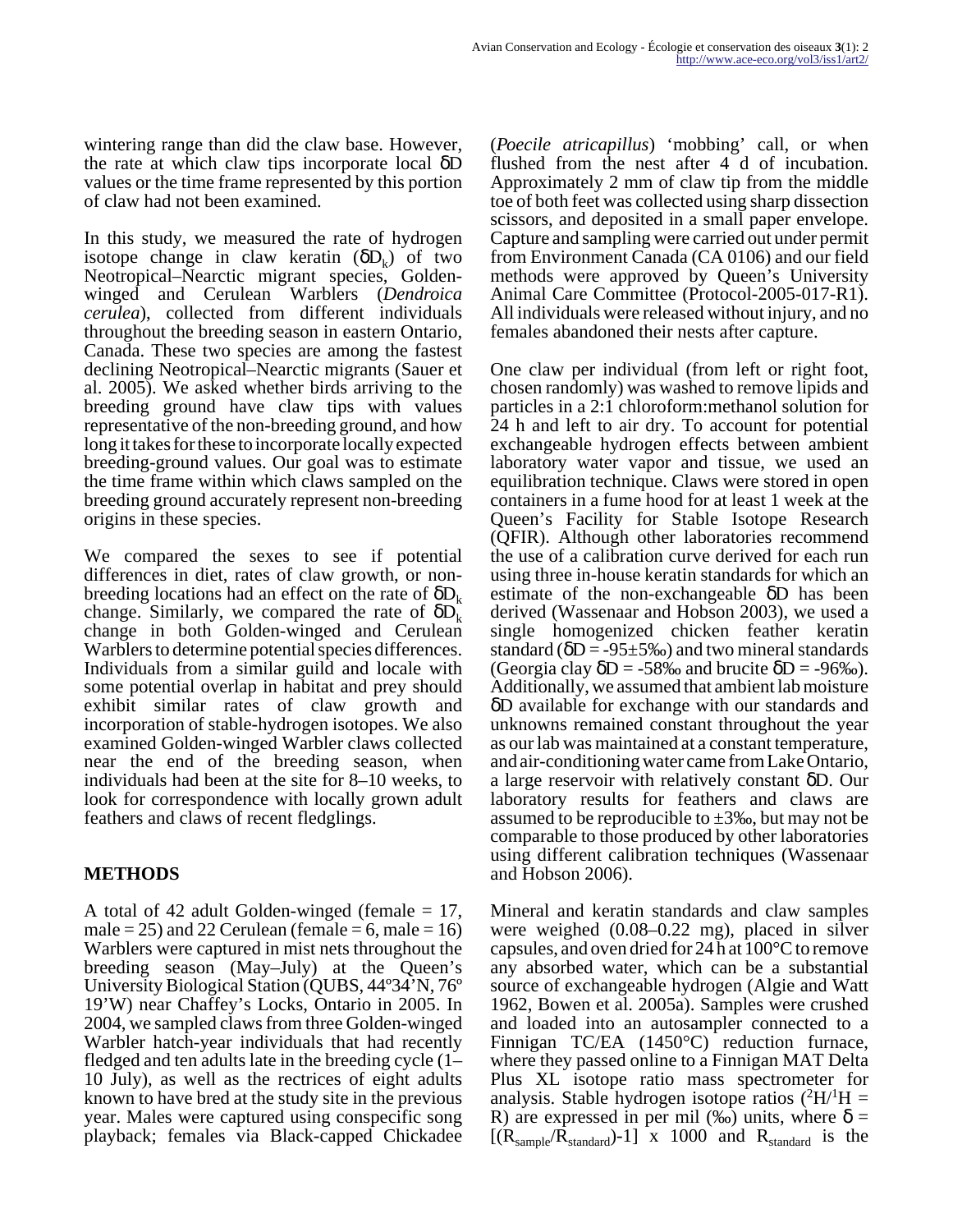wintering range than did the claw base. However, the rate at which claw tips incorporate local δD values or the time frame represented by this portion of claw had not been examined.

In this study, we measured the rate of hydrogen isotope change in claw keratin ($\delta D_k$) of two Neotropical–Nearctic migrant species, Golden-winged and Cerulean Warblers (*Dendroica cerulea*), collected from different individuals throughout the breeding season in eastern Ontario, Canada. These two species are among the fastest declining Neotropical–Nearctic migrants (Sauer et al. 2005). We asked whether birds arriving to the breeding ground have claw tips with values representative of the non-breeding ground, and how long it takes for these to incorporate locally expected breeding-ground values. Our goal was to estimate the time frame within which claws sampled on the breeding ground accurately represent non-breeding origins in these species.

We compared the sexes to see if potential differences in diet, rates of claw growth, or non-breeding locations had an effect on the rate of $\delta D_k$ change. Similarly, we compared the rate of $\delta D_k$ change in both Golden-winged and Cerulean Warblers to determine potential species differences. Individuals from a similar guild and locale with some potential overlap in habitat and prey should exhibit similar rates of claw growth and incorporation of stable-hydrogen isotopes. We also examined Golden-winged Warbler claws collected near the end of the breeding season, when individuals had been at the site for 8–10 weeks, to look for correspondence with locally grown adult feathers and claws of recent fledglings.

## METHODS

A total of 42 adult Golden-winged (female = 17, male = 25) and 22 Cerulean (female = 6, male = 16) Warblers were captured in mist nets throughout the breeding season (May–July) at the Queen's University Biological Station (QUBS, 44º34'N, 76º 19'W) near Chaffey's Locks, Ontario in 2005. In 2004, we sampled claws from three Golden-winged Warbler hatch-year individuals that had recently fledged and ten adults late in the breeding cycle (1–10 July), as well as the rectrices of eight adults known to have bred at the study site in the previous year. Males were captured using conspecific song playback; females via Black-capped Chickadee (*Poecile atricapillus*) 'mobbing' call, or when flushed from the nest after 4 d of incubation. Approximately 2 mm of claw tip from the middle toe of both feet was collected using sharp dissection scissors, and deposited in a small paper envelope. Capture and sampling were carried out under permit from Environment Canada (CA 0106) and our field methods were approved by Queen's University Animal Care Committee (Protocol-2005-017-R1). All individuals were released without injury, and no females abandoned their nests after capture.

One claw per individual (from left or right foot, chosen randomly) was washed to remove lipids and particles in a 2:1 chloroform:methanol solution for 24 h and left to air dry. To account for potential exchangeable hydrogen effects between ambient laboratory water vapor and tissue, we used an equilibration technique. Claws were stored in open containers in a fume hood for at least 1 week at the Queen's Facility for Stable Isotope Research (QFIR). Although other laboratories recommend the use of a calibration curve derived for each run using three in-house keratin standards for which an estimate of the non-exchangeable δD has been derived (Wassenaar and Hobson 2003), we used a single homogenized chicken feather keratin standard (δD = -95±5‰) and two mineral standards (Georgia clay δD = -58‰ and brucite δD = -96‰). Additionally, we assumed that ambient lab moisture δD available for exchange with our standards and unknowns remained constant throughout the year as our lab was maintained at a constant temperature, and air-conditioning water came from Lake Ontario, a large reservoir with relatively constant δD. Our laboratory results for feathers and claws are assumed to be reproducible to ±3‰, but may not be comparable to those produced by other laboratories using different calibration techniques (Wassenaar and Hobson 2006).

Mineral and keratin standards and claw samples were weighed (0.08–0.22 mg), placed in silver capsules, and oven dried for 24 h at 100°C to remove any absorbed water, which can be a substantial source of exchangeable hydrogen (Algie and Watt 1962, Bowen et al. 2005a). Samples were crushed and loaded into an autosampler connected to a Finnigan TC/EA (1450°C) reduction furnace, where they passed online to a Finnigan MAT Delta Plus XL isotope ratio mass spectrometer for analysis. Stable hydrogen isotope ratios ($^2H/^1H$ = R) are expressed in per mil (‰) units, where $\delta = [(R_{sample}/R_{standard})-1] \times 1000$ and $R_{standard}$ is the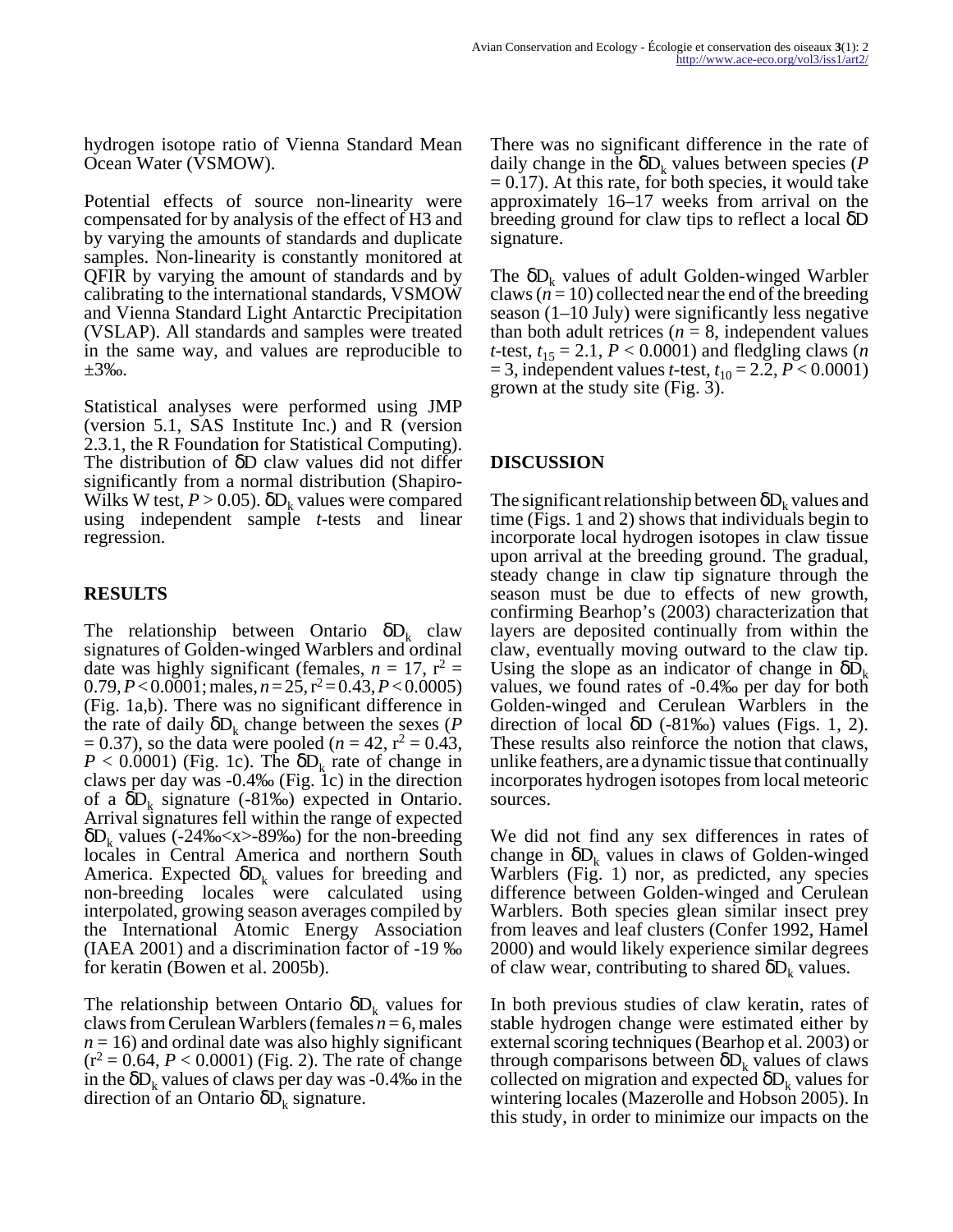hydrogen isotope ratio of Vienna Standard Mean Ocean Water (VSMOW).

Potential effects of source non-linearity were compensated for by analysis of the effect of H3 and by varying the amounts of standards and duplicate samples. Non-linearity is constantly monitored at QFIR by varying the amount of standards and by calibrating to the international standards, VSMOW and Vienna Standard Light Antarctic Precipitation (VSLAP). All standards and samples were treated in the same way, and values are reproducible to ±3‰.

Statistical analyses were performed using JMP (version 5.1, SAS Institute Inc.) and R (version 2.3.1, the R Foundation for Statistical Computing). The distribution of δD claw values did not differ significantly from a normal distribution (Shapiro-Wilks W test, $P > 0.05$). $\delta D_k$ values were compared using independent sample *t*-tests and linear regression.

## RESULTS

The relationship between Ontario $\delta D_k$ claw signatures of Golden-winged Warblers and ordinal date was highly significant (females, $n = 17$, $r^2 = 0.79$, $P < 0.0001$; males, $n = 25$, $r^2 = 0.43$, $P < 0.0005$) (Fig. 1a,b). There was no significant difference in the rate of daily $\delta D_k$ change between the sexes ($P = 0.37$), so the data were pooled ($n = 42$, $r^2 = 0.43$, $P < 0.0001$) (Fig. 1c). The $\delta D_k$ rate of change in claws per day was -0.4‰ (Fig. 1c) in the direction of a $\delta D_k$ signature (-81‰) expected in Ontario. Arrival signatures fell within the range of expected $\delta D_k$ values (-24‰<x>-89‰) for the non-breeding locales in Central America and northern South America. Expected $\delta D_k$ values for breeding and non-breeding locales were calculated using interpolated, growing season averages compiled by the International Atomic Energy Association (IAEA 2001) and a discrimination factor of -19 ‰ for keratin (Bowen et al. 2005b).

The relationship between Ontario $\delta D_k$ values for claws from Cerulean Warblers (females $n = 6$, males $n = 16$) and ordinal date was also highly significant ($r^2 = 0.64$, $P < 0.0001$) (Fig. 2). The rate of change in the $\delta D_k$ values of claws per day was -0.4‰ in the direction of an Ontario $\delta D_k$ signature.

There was no significant difference in the rate of daily change in the $\delta D_k$ values between species ($P = 0.17$). At this rate, for both species, it would take approximately 16–17 weeks from arrival on the breeding ground for claw tips to reflect a local δD signature.

The $\delta D_k$ values of adult Golden-winged Warbler claws ($n = 10$) collected near the end of the breeding season (1–10 July) were significantly less negative than both adult retrices ($n = 8$, independent values *t*-test, $t_{15} = 2.1$, $P < 0.0001$) and fledgling claws ($n = 3$, independent values *t*-test, $t_{10} = 2.2$, $P < 0.0001$) grown at the study site (Fig. 3).

## DISCUSSION

The significant relationship between $\delta D_k$ values and time (Figs. 1 and 2) shows that individuals begin to incorporate local hydrogen isotopes in claw tissue upon arrival at the breeding ground. The gradual, steady change in claw tip signature through the season must be due to effects of new growth, confirming Bearhop's (2003) characterization that layers are deposited continually from within the claw, eventually moving outward to the claw tip. Using the slope as an indicator of change in $\delta D_k$ values, we found rates of -0.4‰ per day for both Golden-winged and Cerulean Warblers in the direction of local δD (-81‰) values (Figs. 1, 2). These results also reinforce the notion that claws, unlike feathers, are a dynamic tissue that continually incorporates hydrogen isotopes from local meteoric sources.

We did not find any sex differences in rates of change in $\delta D_k$ values in claws of Golden-winged Warblers (Fig. 1) nor, as predicted, any species difference between Golden-winged and Cerulean Warblers. Both species glean similar insect prey from leaves and leaf clusters (Confer 1992, Hamel 2000) and would likely experience similar degrees of claw wear, contributing to shared $\delta D_k$ values.

In both previous studies of claw keratin, rates of stable hydrogen change were estimated either by external scoring techniques (Bearhop et al. 2003) or through comparisons between $\delta D_k$ values of claws collected on migration and expected $\delta D_k$ values for wintering locales (Mazerolle and Hobson 2005). In this study, in order to minimize our impacts on the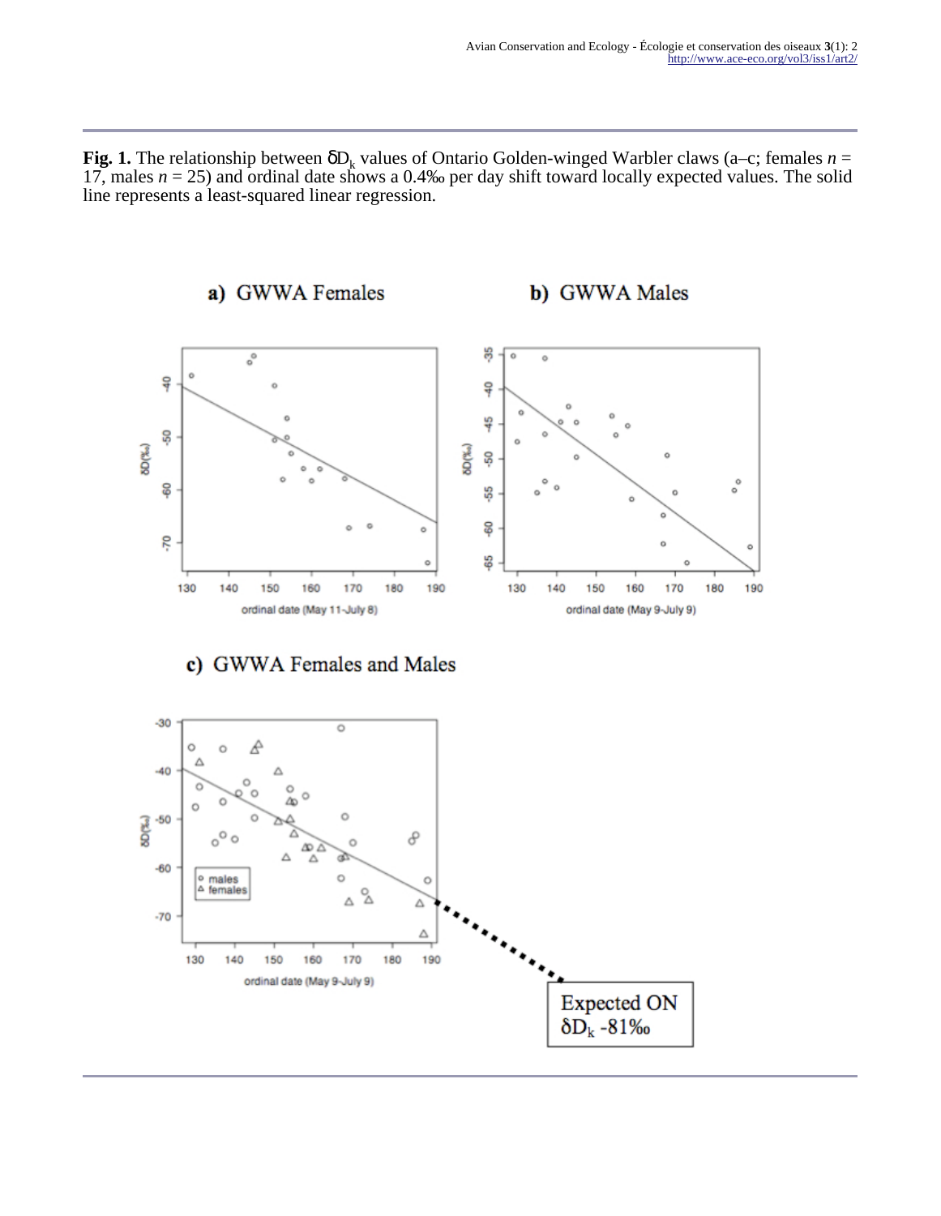**Fig. 1.** The relationship between $\delta D_k$ values of Ontario Golden-winged Warbler claws (a–c; females $n = 17$, males $n = 25$) and ordinal date shows a 0.4‰ per day shift toward locally expected values. The solid line represents a least-squared linear regression.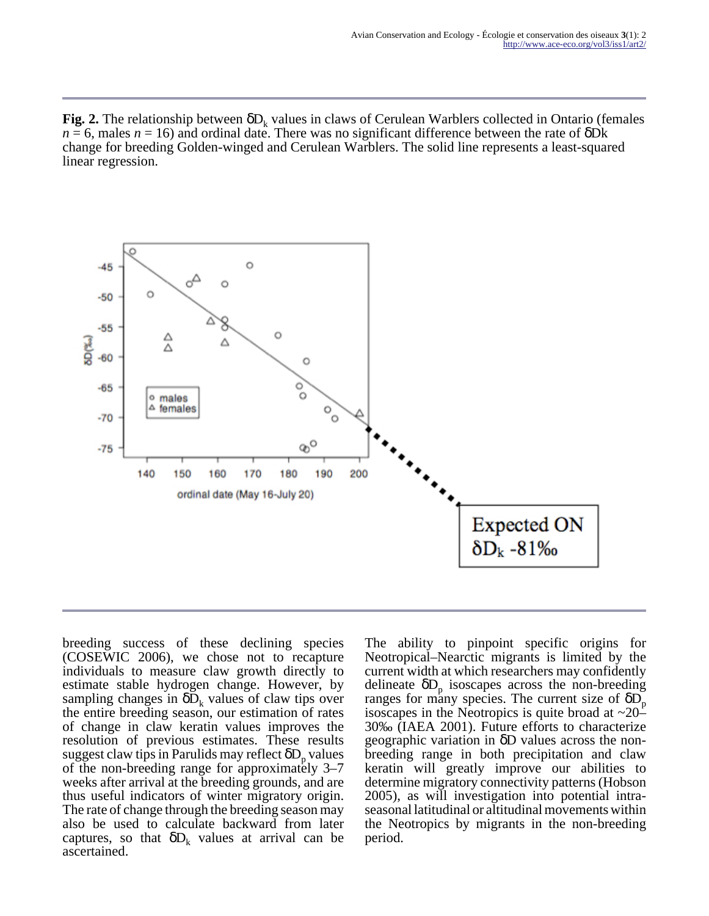**Fig. 2.** The relationship between $\delta D_k$ values in claws of Cerulean Warblers collected in Ontario (females $n = 6$, males $n = 16$) and ordinal date. There was no significant difference between the rate of δDk change for breeding Golden-winged and Cerulean Warblers. The solid line represents a least-squared linear regression.

breeding success of these declining species (COSEWIC 2006), we chose not to recapture individuals to measure claw growth directly to estimate stable hydrogen change. However, by sampling changes in $\delta D_k$ values of claw tips over the entire breeding season, our estimation of rates of change in claw keratin values improves the resolution of previous estimates. These results suggest claw tips in Parulids may reflect $\delta D_p$ values of the non-breeding range for approximately 3–7 weeks after arrival at the breeding grounds, and are thus useful indicators of winter migratory origin. The rate of change through the breeding season may also be used to calculate backward from later captures, so that $\delta D_k$ values at arrival can be ascertained.

The ability to pinpoint specific origins for Neotropical–Nearctic migrants is limited by the current width at which researchers may confidently delineate $\delta D_p$ isoscapes across the non-breeding ranges for many species. The current size of $\delta D_p$ isoscapes in the Neotropics is quite broad at ~20–30‰ (IAEA 2001). Future efforts to characterize geographic variation in δD values across the non-breeding range in both precipitation and claw keratin will greatly improve our abilities to determine migratory connectivity patterns (Hobson 2005), as will investigation into potential intra-seasonal latitudinal or altitudinal movements within the Neotropics by migrants in the non-breeding period.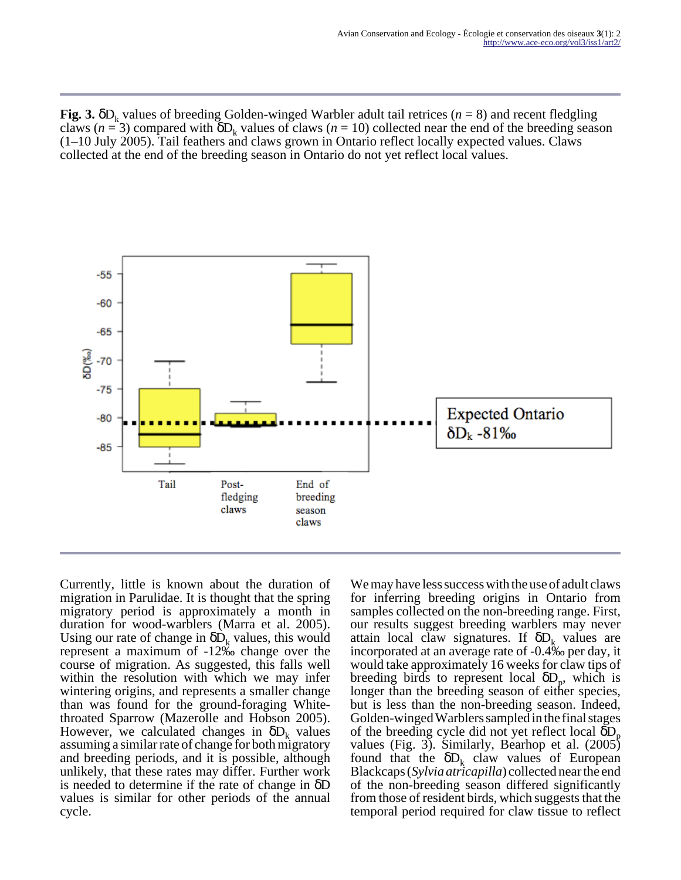**Fig. 3.** $\delta D_k$ values of breeding Golden-winged Warbler adult tail retrices ($n = 8$) and recent fledgling claws ($n = 3$) compared with $\delta D_k$ values of claws ($n = 10$) collected near the end of the breeding season (1–10 July 2005). Tail feathers and claws grown in Ontario reflect locally expected values. Claws collected at the end of the breeding season in Ontario do not yet reflect local values.

Currently, little is known about the duration of migration in Parulidae. It is thought that the spring migratory period is approximately a month in duration for wood-warblers (Marra et al. 2005). Using our rate of change in $\delta D_k$ values, this would represent a maximum of -12‰ change over the course of migration. As suggested, this falls well within the resolution with which we may infer wintering origins, and represents a smaller change than was found for the ground-foraging White-throated Sparrow (Mazerolle and Hobson 2005). However, we calculated changes in $\delta D_k$ values assuming a similar rate of change for both migratory and breeding periods, and it is possible, although unlikely, that these rates may differ. Further work is needed to determine if the rate of change in $\delta D$ values is similar for other periods of the annual cycle.

We may have less success with the use of adult claws for inferring breeding origins in Ontario from samples collected on the non-breeding range. First, our results suggest breeding warblers may never attain local claw signatures. If $\delta D_k$ values are incorporated at an average rate of -0.4‰ per day, it would take approximately 16 weeks for claw tips of breeding birds to represent local $\delta D_p$, which is longer than the breeding season of either species, but is less than the non-breeding season. Indeed, Golden-winged Warblers sampled in the final stages of the breeding cycle did not yet reflect local $\delta D_p$ values (Fig. 3). Similarly, Bearhop et al. (2005) found that the $\delta D_k$ claw values of European Blackcaps (*Sylvia atricapilla*) collected near the end of the non-breeding season differed significantly from those of resident birds, which suggests that the temporal period required for claw tissue to reflect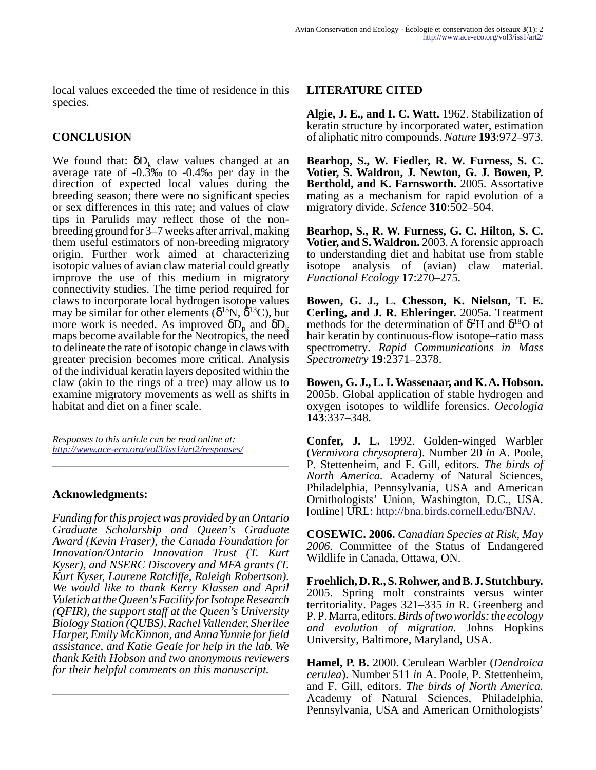local values exceeded the time of residence in this species.

## CONCLUSION

We found that: $\delta D_k$ claw values changed at an average rate of -0.3‰ to -0.4‰ per day in the direction of expected local values during the breeding season; there were no significant species or sex differences in this rate; and values of claw tips in Parulids may reflect those of the non-breeding ground for 3–7 weeks after arrival, making them useful estimators of non-breeding migratory origin. Further work aimed at characterizing isotopic values of avian claw material could greatly improve the use of this medium in migratory connectivity studies. The time period required for claws to incorporate local hydrogen isotope values may be similar for other elements ($\delta^{15}N$, $\delta^{13}C$), but more work is needed. As improved $\delta D_p$ and $\delta D_k$ maps become available for the Neotropics, the need to delineate the rate of isotopic change in claws with greater precision becomes more critical. Analysis of the individual keratin layers deposited within the claw (akin to the rings of a tree) may allow us to examine migratory movements as well as shifts in habitat and diet on a finer scale.

*Responses to this article can be read online at:*
*http://www.ace-eco.org/vol3/iss1/art2/responses/*

## Acknowledgments:

*Funding for this project was provided by an Ontario Graduate Scholarship and Queen's Graduate Award (Kevin Fraser), the Canada Foundation for Innovation/Ontario Innovation Trust (T. Kurt Kyser), and NSERC Discovery and MFA grants (T. Kurt Kyser, Laurene Ratcliffe, Raleigh Robertson). We would like to thank Kerry Klassen and April Vuletich at the Queen's Facility for Isotope Research (QFIR), the support staff at the Queen's University Biology Station (QUBS), Rachel Vallender, Sherilee Harper, Emily McKinnon, and Anna Yunnie for field assistance, and Katie Geale for help in the lab. We thank Keith Hobson and two anonymous reviewers for their helpful comments on this manuscript.*

## LITERATURE CITED

**Algie, J. E., and I. C. Watt.** 1962. Stabilization of keratin structure by incorporated water, estimation of aliphatic nitro compounds. *Nature* **193**:972–973.

**Bearhop, S., W. Fiedler, R. W. Furness, S. C. Votier, S. Waldron, J. Newton, G. J. Bowen, P. Berthold, and K. Farnsworth.** 2005. Assortative mating as a mechanism for rapid evolution of a migratory divide. *Science* **310**:502–504.

**Bearhop, S., R. W. Furness, G. C. Hilton, S. C. Votier, and S. Waldron.** 2003. A forensic approach to understanding diet and habitat use from stable isotope analysis of (avian) claw material. *Functional Ecology* **17**:270–275.

**Bowen, G. J., L. Chesson, K. Nielson, T. E. Cerling, and J. R. Ehleringer.** 2005a. Treatment methods for the determination of $\delta^2H$ and $\delta^{18}O$ of hair keratin by continuous-flow isotope–ratio mass spectrometry. *Rapid Communications in Mass Spectrometry* **19**:2371–2378.

**Bowen, G. J., L. I. Wassenaar, and K. A. Hobson.** 2005b. Global application of stable hydrogen and oxygen isotopes to wildlife forensics. *Oecologia* **143**:337–348.

**Confer, J. L.** 1992. Golden-winged Warbler (*Vermivora chrysoptera*). Number 20 *in* A. Poole, P. Stettenheim, and F. Gill, editors. *The birds of North America.* Academy of Natural Sciences, Philadelphia, Pennsylvania, USA and American Ornithologists' Union, Washington, D.C., USA. [online] URL: http://bna.birds.cornell.edu/BNA/.

**COSEWIC. 2006.** *Canadian Species at Risk, May 2006.* Committee of the Status of Endangered Wildlife in Canada, Ottawa, ON.

**Froehlich, D. R., S. Rohwer, and B. J. Stutchbury.** 2005. Spring molt constraints versus winter territoriality. Pages 321–335 *in* R. Greenberg and P. P. Marra, editors. *Birds of two worlds: the ecology and evolution of migration.* Johns Hopkins University, Baltimore, Maryland, USA.

**Hamel, P. B.** 2000. Cerulean Warbler (*Dendroica cerulea*). Number 511 *in* A. Poole, P. Stettenheim, and F. Gill, editors. *The birds of North America.* Academy of Natural Sciences, Philadelphia, Pennsylvania, USA and American Ornithologists'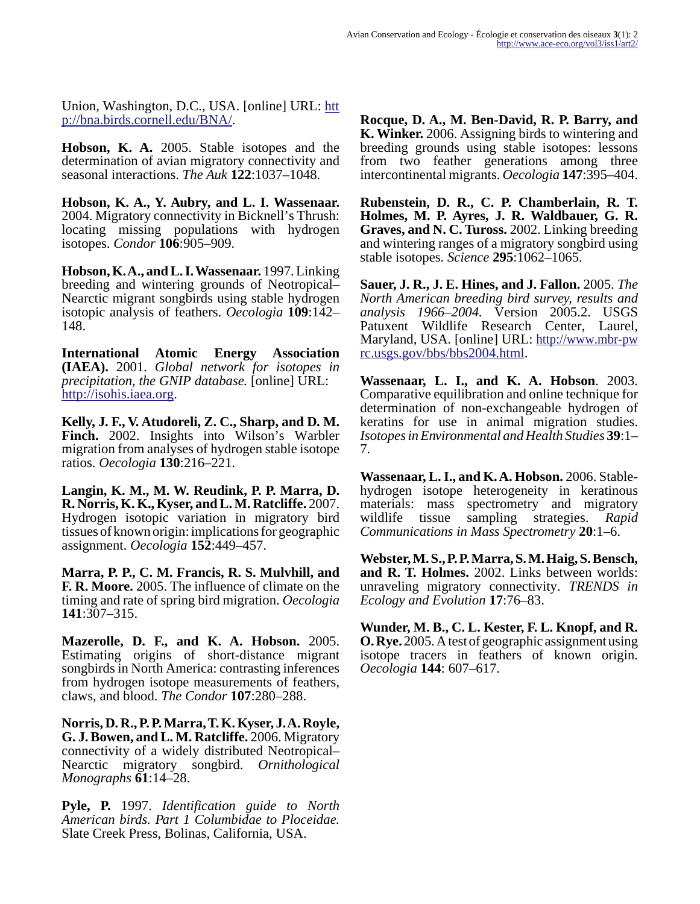Union, Washington, D.C., USA. [online] URL: [http://bna.birds.cornell.edu/BNA/](http://bna.birds.cornell.edu/BNA/).

**Hobson, K. A.** 2005. Stable isotopes and the determination of avian migratory connectivity and seasonal interactions. *The Auk* **122**:1037–1048.

**Hobson, K. A., Y. Aubry, and L. I. Wassenaar.** 2004. Migratory connectivity in Bicknell's Thrush: locating missing populations with hydrogen isotopes. *Condor* **106**:905–909.

**Hobson, K. A., and L. I. Wassenaar.** 1997. Linking breeding and wintering grounds of Neotropical–Nearctic migrant songbirds using stable hydrogen isotopic analysis of feathers. *Oecologia* **109**:142–148.

**International Atomic Energy Association (IAEA).** 2001. *Global network for isotopes in precipitation, the GNIP database.* [online] URL: [http://isohis.iaea.org](http://isohis.iaea.org).

**Kelly, J. F., V. Atudoreli, Z. C., Sharp, and D. M. Finch.** 2002. Insights into Wilson's Warbler migration from analyses of hydrogen stable isotope ratios. *Oecologia* **130**:216–221.

**Langin, K. M., M. W. Reudink, P. P. Marra, D. R. Norris, K. K., Kyser, and L. M. Ratcliffe.** 2007. Hydrogen isotopic variation in migratory bird tissues of known origin: implications for geographic assignment. *Oecologia* **152**:449–457.

**Marra, P. P., C. M. Francis, R. S. Mulvhill, and F. R. Moore.** 2005. The influence of climate on the timing and rate of spring bird migration. *Oecologia* **141**:307–315.

**Mazerolle, D. F., and K. A. Hobson.** 2005. Estimating origins of short-distance migrant songbirds in North America: contrasting inferences from hydrogen isotope measurements of feathers, claws, and blood. *The Condor* **107**:280–288.

**Norris, D. R., P. P. Marra, T. K. Kyser, J. A. Royle, G. J. Bowen, and L. M. Ratcliffe.** 2006. Migratory connectivity of a widely distributed Neotropical–Nearctic migratory songbird. *Ornithological Monographs* **61**:14–28.

**Pyle, P.** 1997. *Identification guide to North American birds. Part 1 Columbidae to Ploceidae.* Slate Creek Press, Bolinas, California, USA.

**Rocque, D. A., M. Ben-David, R. P. Barry, and K. Winker.** 2006. Assigning birds to wintering and breeding grounds using stable isotopes: lessons from two feather generations among three intercontinental migrants. *Oecologia* **147**:395–404.

**Rubenstein, D. R., C. P. Chamberlain, R. T. Holmes, M. P. Ayres, J. R. Waldbauer, G. R. Graves, and N. C. Tuross.** 2002. Linking breeding and wintering ranges of a migratory songbird using stable isotopes. *Science* **295**:1062–1065.

**Sauer, J. R., J. E. Hines, and J. Fallon.** 2005. *The North American breeding bird survey, results and analysis 1966–2004.* Version 2005.2. USGS Patuxent Wildlife Research Center, Laurel, Maryland, USA. [online] URL: [http://www.mbr-pwrc.usgs.gov/bbs/bbs2004.html](http://www.mbr-pwrc.usgs.gov/bbs/bbs2004.html).

**Wassenaar, L. I., and K. A. Hobson**. 2003. Comparative equilibration and online technique for determination of non-exchangeable hydrogen of keratins for use in animal migration studies. *Isotopes in Environmental and Health Studies* **39**:1–7.

**Wassenaar, L. I., and K. A. Hobson.** 2006. Stable-hydrogen isotope heterogeneity in keratinous materials: mass spectrometry and migratory wildlife tissue sampling strategies. *Rapid Communications in Mass Spectrometry* **20**:1–6.

**Webster, M. S., P. P. Marra, S. M. Haig, S. Bensch, and R. T. Holmes.** 2002. Links between worlds: unraveling migratory connectivity. *TRENDS in Ecology and Evolution* **17**:76–83.

**Wunder, M. B., C. L. Kester, F. L. Knopf, and R. O. Rye.** 2005. A test of geographic assignment using isotope tracers in feathers of known origin. *Oecologia* **144**: 607–617.